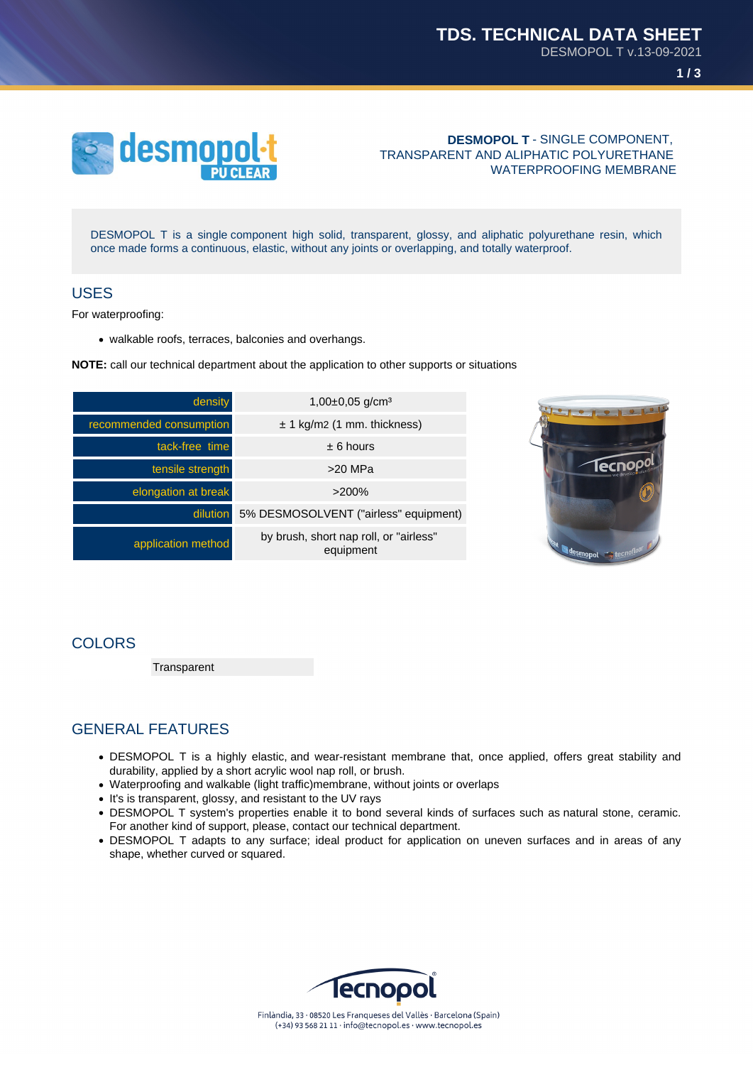**DESMOPOL T** - SINGLE COMPONENT, TRANSPARENT AND ALIPHATIC POLYURETHANE WATERPROOFING MEMBRANE

DESMOPOL T is a single component high solid, transparent, glossy, and aliphatic polyurethane resin, which once made forms a continuous, elastic, without any joints or overlapping, and totally waterproof.

## USES

For waterproofing:

- walkable roofs, terraces, balconies and overhangs.

**NOTE:** call our technical department about the application to other supports or situations

| | |
|---|---|
| density | 1,00±0,05 g/cm³ |
| recommended consumption | ± 1 kg/m2 (1 mm. thickness) |
| tack-free time | ± 6 hours |
| tensile strength | >20 MPa |
| elongation at break | >200% |
| dilution | 5% DESMOSOLVENT ("airless" equipment) |
| application method | by brush, short nap roll, or "airless" equipment |

## COLORS

Transparent

## GENERAL FEATURES

- DESMOPOL T is a highly elastic, and wear-resistant membrane that, once applied, offers great stability and durability, applied by a short acrylic wool nap roll, or brush.
- Waterproofing and walkable (light traffic)membrane, without joints or overlaps
- It's is transparent, glossy, and resistant to the UV rays
- DESMOPOL T system's properties enable it to bond several kinds of surfaces such as natural stone, ceramic. For another kind of support, please, contact our technical department.
- DESMOPOL T adapts to any surface; ideal product for application on uneven surfaces and in areas of any shape, whether curved or squared.

Finlàndia, 33 · 08520 Les Franqueses del Vallès · Barcelona (Spain)
(+34) 93 568 21 11 · info@tecnopol.es · www.tecnopol.es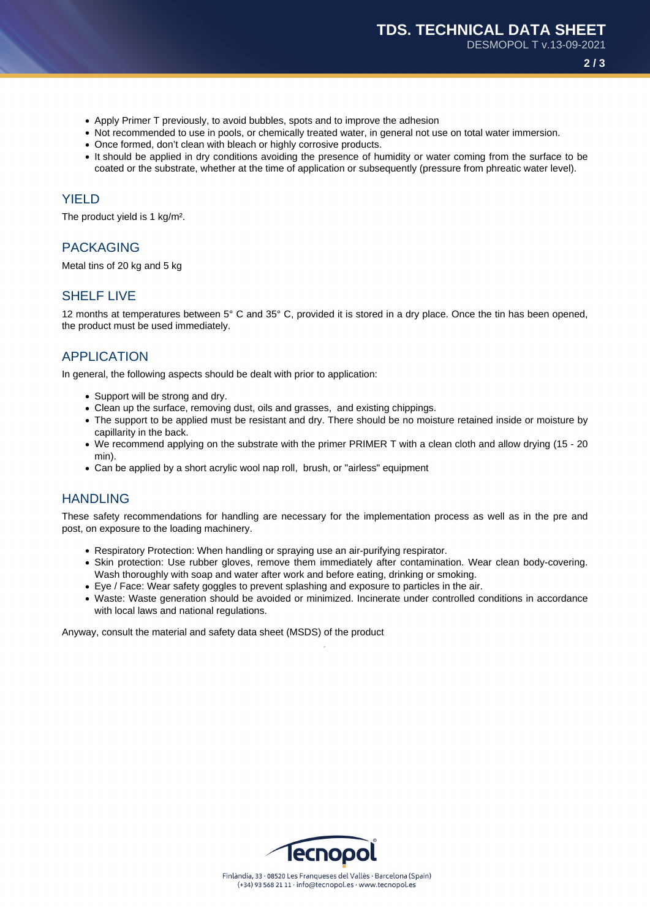- Apply Primer T previously, to avoid bubbles, spots and to improve the adhesion
- Not recommended to use in pools, or chemically treated water, in general not use on total water immersion.
- Once formed, don't clean with bleach or highly corrosive products.
- It should be applied in dry conditions avoiding the presence of humidity or water coming from the surface to be coated or the substrate, whether at the time of application or subsequently (pressure from phreatic water level).

## YIELD

The product yield is 1 kg/m².

## PACKAGING

Metal tins of 20 kg and 5 kg

## SHELF LIVE

12 months at temperatures between 5° C and 35° C, provided it is stored in a dry place. Once the tin has been opened, the product must be used immediately.

## APPLICATION

In general, the following aspects should be dealt with prior to application:

- Support will be strong and dry.
- Clean up the surface, removing dust, oils and grasses, and existing chippings.
- The support to be applied must be resistant and dry. There should be no moisture retained inside or moisture by capillarity in the back.
- We recommend applying on the substrate with the primer PRIMER T with a clean cloth and allow drying (15 - 20 min).
- Can be applied by a short acrylic wool nap roll, brush, or "airless" equipment

## HANDLING

These safety recommendations for handling are necessary for the implementation process as well as in the pre and post, on exposure to the loading machinery.

- Respiratory Protection: When handling or spraying use an air-purifying respirator.
- Skin protection: Use rubber gloves, remove them immediately after contamination. Wear clean body-covering. Wash thoroughly with soap and water after work and before eating, drinking or smoking.
- Eye / Face: Wear safety goggles to prevent splashing and exposure to particles in the air.
- Waste: Waste generation should be avoided or minimized. Incinerate under controlled conditions in accordance with local laws and national regulations.

Anyway, consult the material and safety data sheet (MSDS) of the product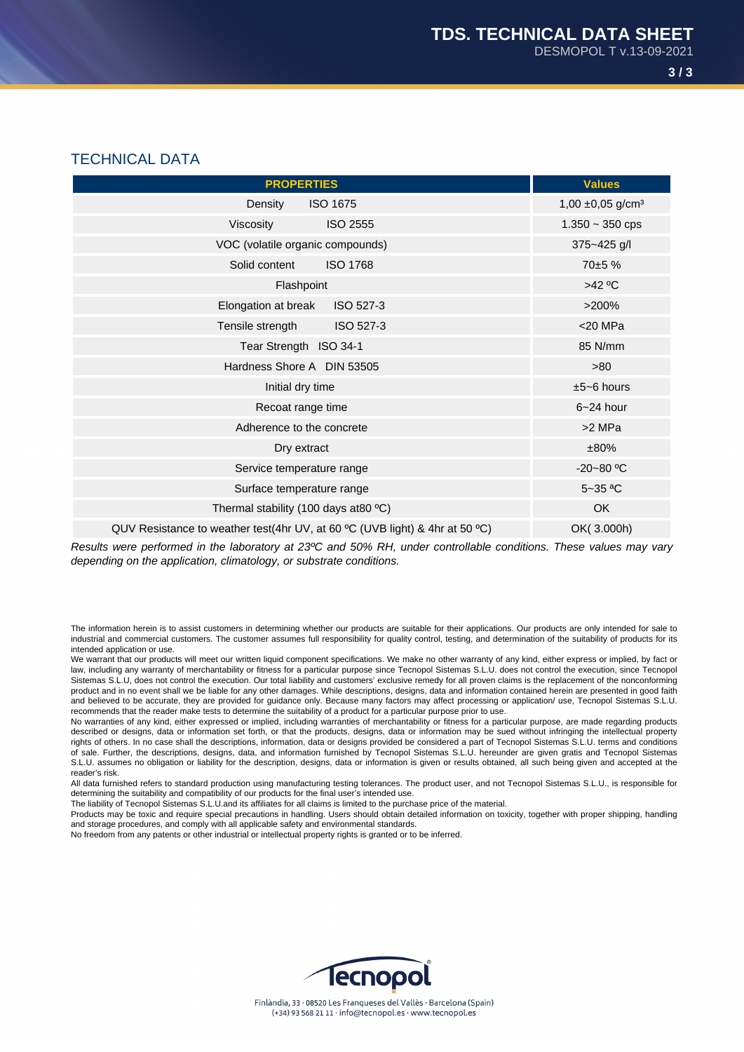## TECHNICAL DATA

| PROPERTIES | Values |
|---|---|
| Density ISO 1675 | 1,00 ±0,05 g/cm³ |
| Viscosity ISO 2555 | 1.350 ~ 350 cps |
| VOC (volatile organic compounds) | 375~425 g/l |
| Solid content ISO 1768 | 70±5 % |
| Flashpoint | >42 ºC |
| Elongation at break ISO 527-3 | >200% |
| Tensile strength ISO 527-3 | <20 MPa |
| Tear Strength ISO 34-1 | 85 N/mm |
| Hardness Shore A DIN 53505 | >80 |
| Initial dry time | ±5~6 hours |
| Recoat range time | 6~24 hour |
| Adherence to the concrete | >2 MPa |
| Dry extract | ±80% |
| Service temperature range | -20~80 ºC |
| Surface temperature range | 5~35 ªC |
| Thermal stability (100 days at80 ºC) | OK |
| QUV Resistance to weather test(4hr UV, at 60 ºC (UVB light) & 4hr at 50 ºC) | OK( 3.000h) |

*Results were performed in the laboratory at 23ºC and 50% RH, under controllable conditions. These values may vary depending on the application, climatology, or substrate conditions.*

The information herein is to assist customers in determining whether our products are suitable for their applications. Our products are only intended for sale to industrial and commercial customers. The customer assumes full responsibility for quality control, testing, and determination of the suitability of products for its intended application or use.

We warrant that our products will meet our written liquid component specifications. We make no other warranty of any kind, either express or implied, by fact or law, including any warranty of merchantability or fitness for a particular purpose since Tecnopol Sistemas S.L.U. does not control the execution, since Tecnopol Sistemas S.L.U, does not control the execution. Our total liability and customers' exclusive remedy for all proven claims is the replacement of the nonconforming product and in no event shall we be liable for any other damages. While descriptions, designs, data and information contained herein are presented in good faith and believed to be accurate, they are provided for guidance only. Because many factors may affect processing or application/ use, Tecnopol Sistemas S.L.U. recommends that the reader make tests to determine the suitability of a product for a particular purpose prior to use.

No warranties of any kind, either expressed or implied, including warranties of merchantability or fitness for a particular purpose, are made regarding products described or designs, data or information set forth, or that the products, designs, data or information may be sued without infringing the intellectual property rights of others. In no case shall the descriptions, information, data or designs provided be considered a part of Tecnopol Sistemas S.L.U. terms and conditions of sale. Further, the descriptions, designs, data, and information furnished by Tecnopol Sistemas S.L.U. hereunder are given gratis and Tecnopol Sistemas S.L.U. assumes no obligation or liability for the description, designs, data or information is given or results obtained, all such being given and accepted at the reader's risk.

All data furnished refers to standard production using manufacturing testing tolerances. The product user, and not Tecnopol Sistemas S.L.U., is responsible for determining the suitability and compatibility of our products for the final user's intended use.

The liability of Tecnopol Sistemas S.L.U.and its affiliates for all claims is limited to the purchase price of the material.

Products may be toxic and require special precautions in handling. Users should obtain detailed information on toxicity, together with proper shipping, handling and storage procedures, and comply with all applicable safety and environmental standards.

No freedom from any patents or other industrial or intellectual property rights is granted or to be inferred.

Tecnopol

Finlàndia, 33 · 08520 Les Franqueses del Vallès · Barcelona (Spain)
(+34) 93 568 21 11 · info@tecnopol.es · www.tecnopol.es